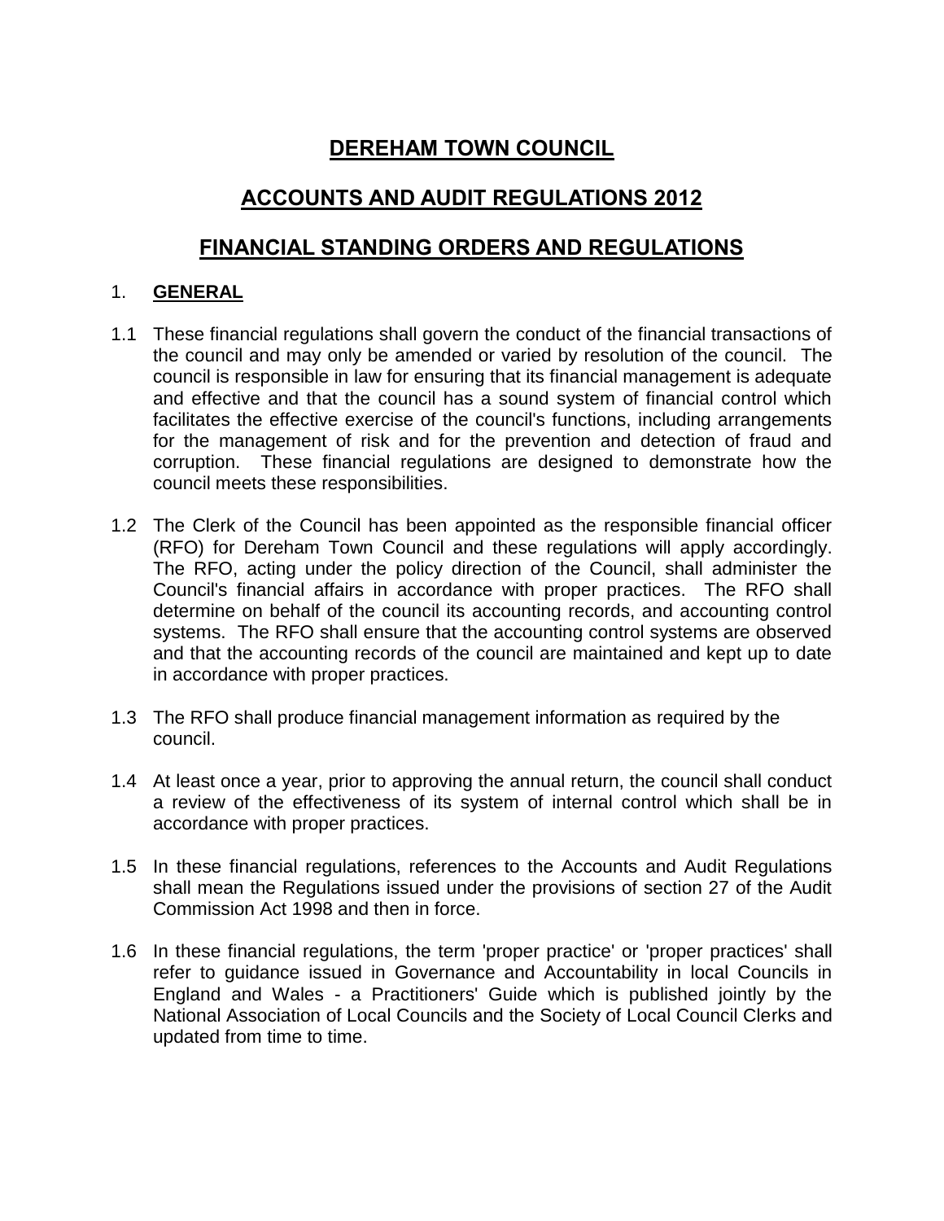# DEREHAM TOWN COUNCIL

# ACCOUNTS AND AUDIT REGULATIONS 2012

# FINANCIAL STANDING ORDERS AND REGULATIONS

## 1. GENERAL

1.1 These financial regulations shall govern the conduct of the financial transactions of the council and may only be amended or varied by resolution of the council. The council is responsible in law for ensuring that its financial management is adequate and effective and that the council has a sound system of financial control which facilitates the effective exercise of the council's functions, including arrangements for the management of risk and for the prevention and detection of fraud and corruption. These financial regulations are designed to demonstrate how the council meets these responsibilities.

1.2 The Clerk of the Council has been appointed as the responsible financial officer (RFO) for Dereham Town Council and these regulations will apply accordingly. The RFO, acting under the policy direction of the Council, shall administer the Council's financial affairs in accordance with proper practices. The RFO shall determine on behalf of the council its accounting records, and accounting control systems. The RFO shall ensure that the accounting control systems are observed and that the accounting records of the council are maintained and kept up to date in accordance with proper practices.

1.3 The RFO shall produce financial management information as required by the council.

1.4 At least once a year, prior to approving the annual return, the council shall conduct a review of the effectiveness of its system of internal control which shall be in accordance with proper practices.

1.5 In these financial regulations, references to the Accounts and Audit Regulations shall mean the Regulations issued under the provisions of section 27 of the Audit Commission Act 1998 and then in force.

1.6 In these financial regulations, the term 'proper practice' or 'proper practices' shall refer to guidance issued in Governance and Accountability in local Councils in England and Wales - a Practitioners' Guide which is published jointly by the National Association of Local Councils and the Society of Local Council Clerks and updated from time to time.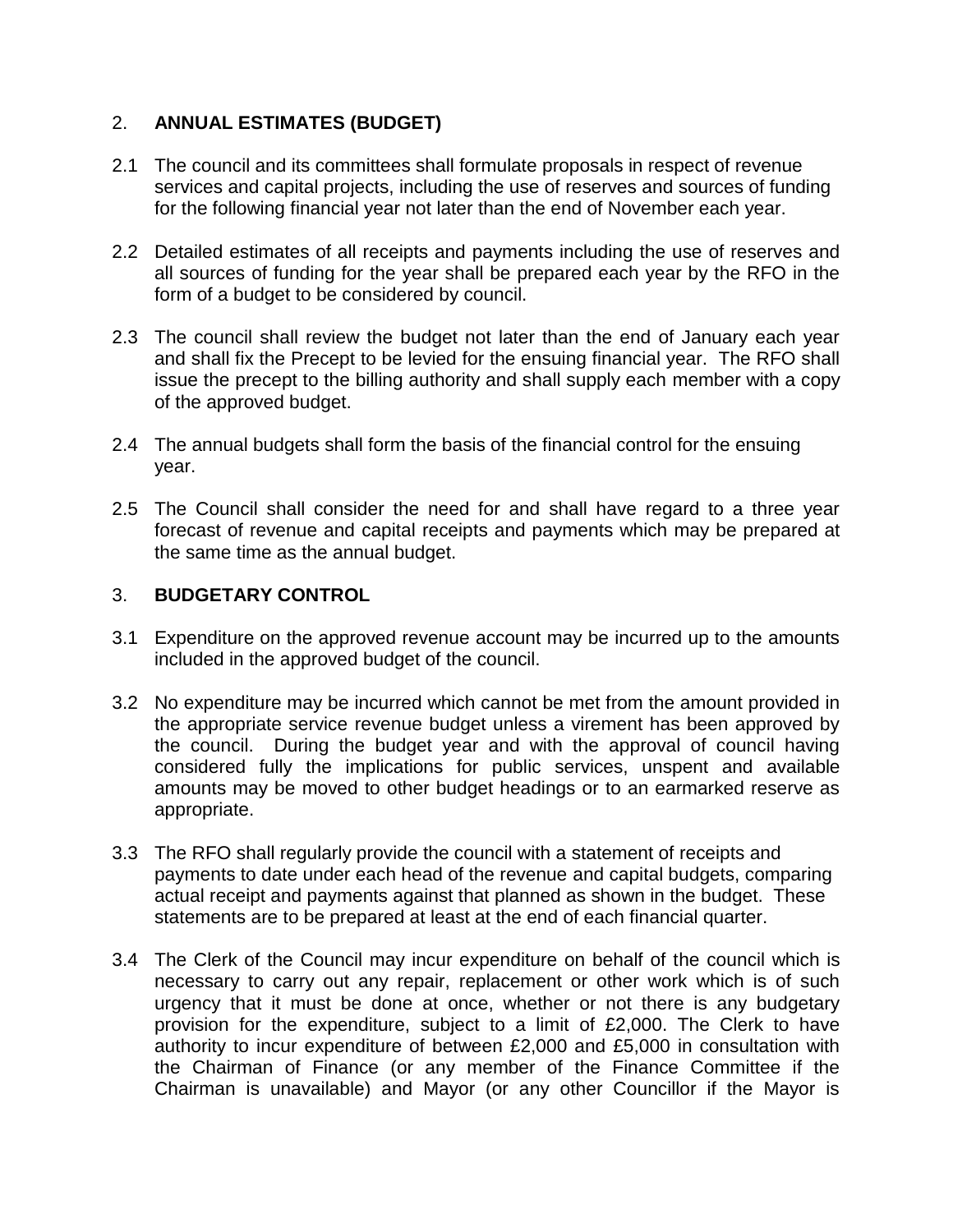## 2. ANNUAL ESTIMATES (BUDGET)

2.1 The council and its committees shall formulate proposals in respect of revenue services and capital projects, including the use of reserves and sources of funding for the following financial year not later than the end of November each year.

2.2 Detailed estimates of all receipts and payments including the use of reserves and all sources of funding for the year shall be prepared each year by the RFO in the form of a budget to be considered by council.

2.3 The council shall review the budget not later than the end of January each year and shall fix the Precept to be levied for the ensuing financial year. The RFO shall issue the precept to the billing authority and shall supply each member with a copy of the approved budget.

2.4 The annual budgets shall form the basis of the financial control for the ensuing year.

2.5 The Council shall consider the need for and shall have regard to a three year forecast of revenue and capital receipts and payments which may be prepared at the same time as the annual budget.

## 3. BUDGETARY CONTROL

3.1 Expenditure on the approved revenue account may be incurred up to the amounts included in the approved budget of the council.

3.2 No expenditure may be incurred which cannot be met from the amount provided in the appropriate service revenue budget unless a virement has been approved by the council. During the budget year and with the approval of council having considered fully the implications for public services, unspent and available amounts may be moved to other budget headings or to an earmarked reserve as appropriate.

3.3 The RFO shall regularly provide the council with a statement of receipts and payments to date under each head of the revenue and capital budgets, comparing actual receipt and payments against that planned as shown in the budget. These statements are to be prepared at least at the end of each financial quarter.

3.4 The Clerk of the Council may incur expenditure on behalf of the council which is necessary to carry out any repair, replacement or other work which is of such urgency that it must be done at once, whether or not there is any budgetary provision for the expenditure, subject to a limit of £2,000. The Clerk to have authority to incur expenditure of between £2,000 and £5,000 in consultation with the Chairman of Finance (or any member of the Finance Committee if the Chairman is unavailable) and Mayor (or any other Councillor if the Mayor is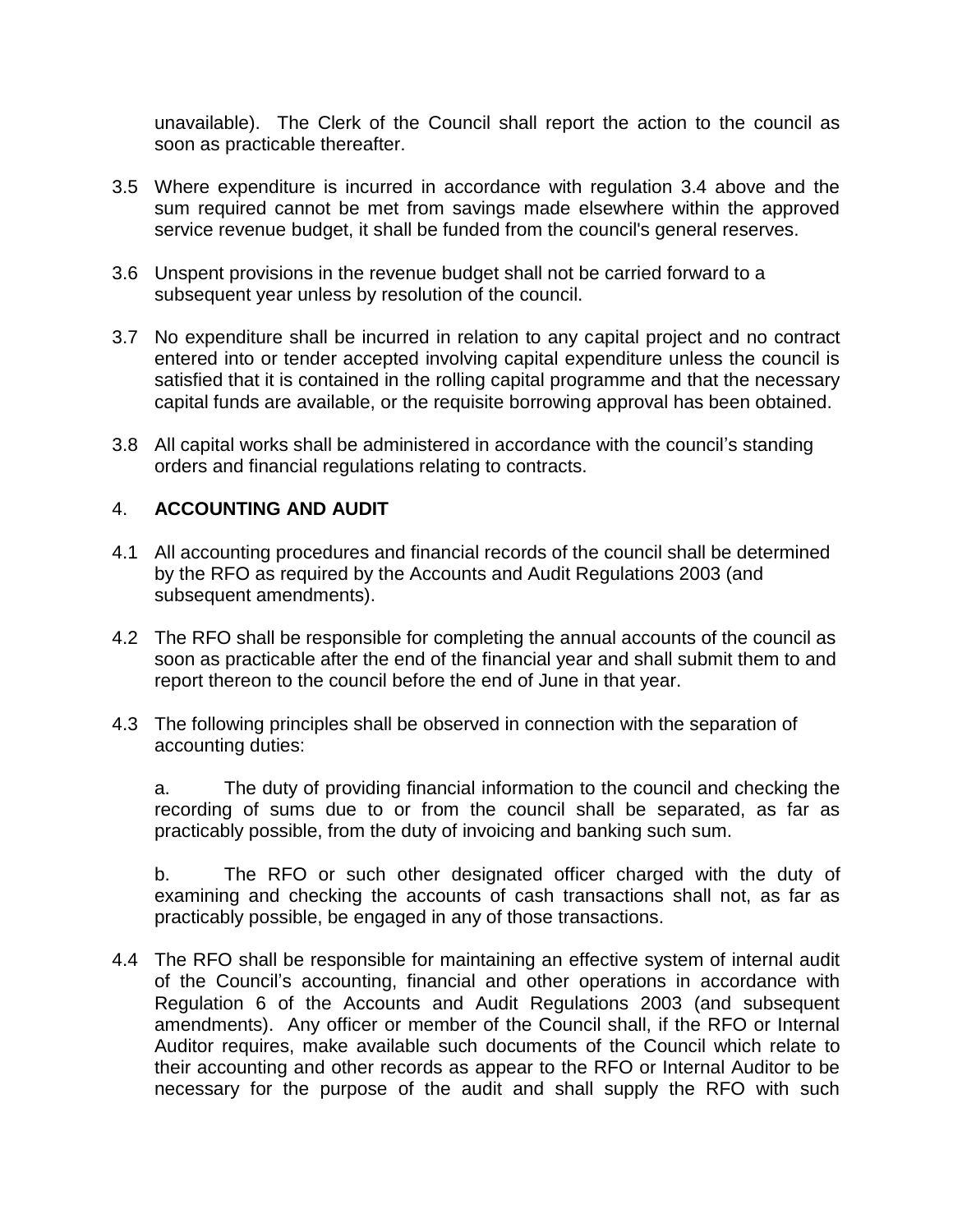unavailable). The Clerk of the Council shall report the action to the council as soon as practicable thereafter.

3.5 Where expenditure is incurred in accordance with regulation 3.4 above and the sum required cannot be met from savings made elsewhere within the approved service revenue budget, it shall be funded from the council's general reserves.

3.6 Unspent provisions in the revenue budget shall not be carried forward to a subsequent year unless by resolution of the council.

3.7 No expenditure shall be incurred in relation to any capital project and no contract entered into or tender accepted involving capital expenditure unless the council is satisfied that it is contained in the rolling capital programme and that the necessary capital funds are available, or the requisite borrowing approval has been obtained.

3.8 All capital works shall be administered in accordance with the council's standing orders and financial regulations relating to contracts.

## 4. ACCOUNTING AND AUDIT

4.1 All accounting procedures and financial records of the council shall be determined by the RFO as required by the Accounts and Audit Regulations 2003 (and subsequent amendments).

4.2 The RFO shall be responsible for completing the annual accounts of the council as soon as practicable after the end of the financial year and shall submit them to and report thereon to the council before the end of June in that year.

4.3 The following principles shall be observed in connection with the separation of accounting duties:

a. The duty of providing financial information to the council and checking the recording of sums due to or from the council shall be separated, as far as practicably possible, from the duty of invoicing and banking such sum.

b. The RFO or such other designated officer charged with the duty of examining and checking the accounts of cash transactions shall not, as far as practicably possible, be engaged in any of those transactions.

4.4 The RFO shall be responsible for maintaining an effective system of internal audit of the Council's accounting, financial and other operations in accordance with Regulation 6 of the Accounts and Audit Regulations 2003 (and subsequent amendments). Any officer or member of the Council shall, if the RFO or Internal Auditor requires, make available such documents of the Council which relate to their accounting and other records as appear to the RFO or Internal Auditor to be necessary for the purpose of the audit and shall supply the RFO with such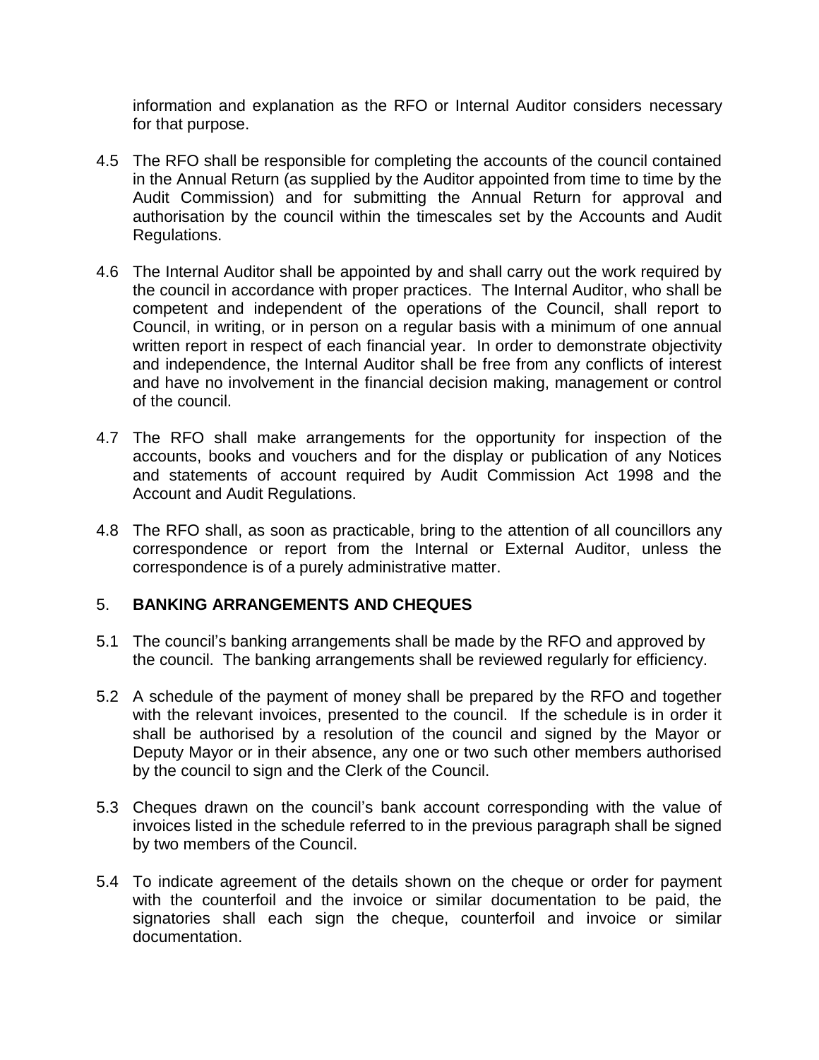information and explanation as the RFO or Internal Auditor considers necessary for that purpose.

4.5 The RFO shall be responsible for completing the accounts of the council contained in the Annual Return (as supplied by the Auditor appointed from time to time by the Audit Commission) and for submitting the Annual Return for approval and authorisation by the council within the timescales set by the Accounts and Audit Regulations.

4.6 The Internal Auditor shall be appointed by and shall carry out the work required by the council in accordance with proper practices. The Internal Auditor, who shall be competent and independent of the operations of the Council, shall report to Council, in writing, or in person on a regular basis with a minimum of one annual written report in respect of each financial year. In order to demonstrate objectivity and independence, the Internal Auditor shall be free from any conflicts of interest and have no involvement in the financial decision making, management or control of the council.

4.7 The RFO shall make arrangements for the opportunity for inspection of the accounts, books and vouchers and for the display or publication of any Notices and statements of account required by Audit Commission Act 1998 and the Account and Audit Regulations.

4.8 The RFO shall, as soon as practicable, bring to the attention of all councillors any correspondence or report from the Internal or External Auditor, unless the correspondence is of a purely administrative matter.

## 5. BANKING ARRANGEMENTS AND CHEQUES

5.1 The council's banking arrangements shall be made by the RFO and approved by the council. The banking arrangements shall be reviewed regularly for efficiency.

5.2 A schedule of the payment of money shall be prepared by the RFO and together with the relevant invoices, presented to the council. If the schedule is in order it shall be authorised by a resolution of the council and signed by the Mayor or Deputy Mayor or in their absence, any one or two such other members authorised by the council to sign and the Clerk of the Council.

5.3 Cheques drawn on the council's bank account corresponding with the value of invoices listed in the schedule referred to in the previous paragraph shall be signed by two members of the Council.

5.4 To indicate agreement of the details shown on the cheque or order for payment with the counterfoil and the invoice or similar documentation to be paid, the signatories shall each sign the cheque, counterfoil and invoice or similar documentation.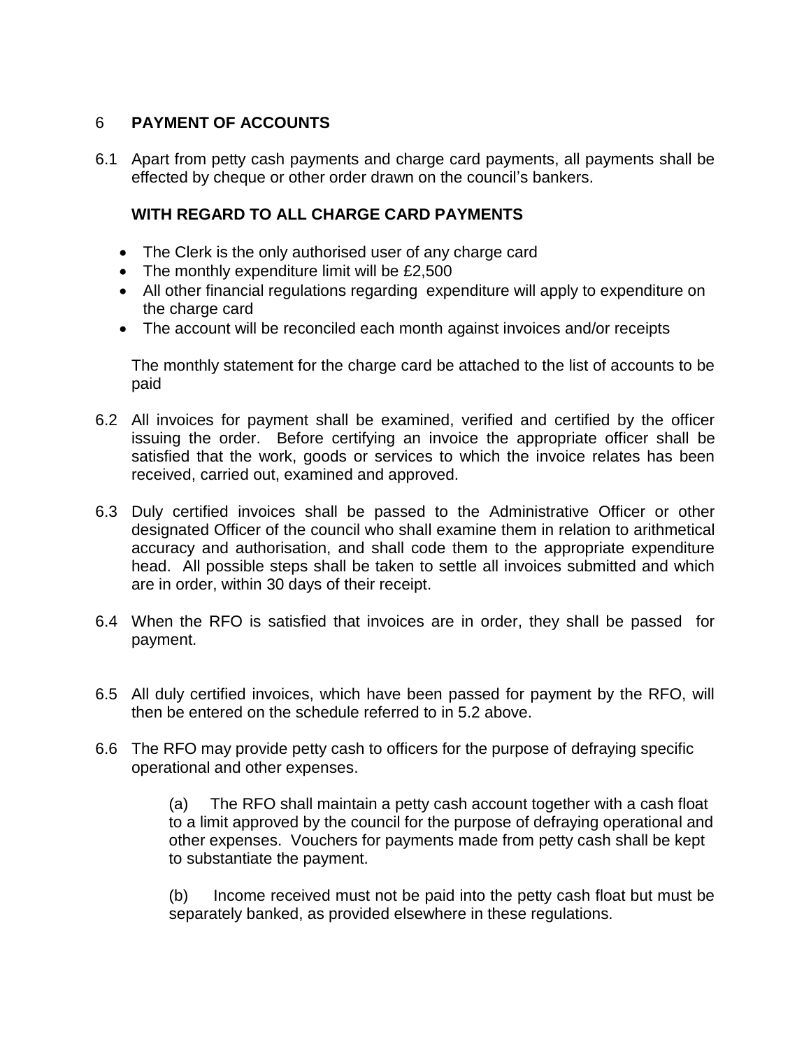## 6 **PAYMENT OF ACCOUNTS**

6.1 Apart from petty cash payments and charge card payments, all payments shall be effected by cheque or other order drawn on the council's bankers.

**WITH REGARD TO ALL CHARGE CARD PAYMENTS**

- The Clerk is the only authorised user of any charge card
- The monthly expenditure limit will be £2,500
- All other financial regulations regarding expenditure will apply to expenditure on the charge card
- The account will be reconciled each month against invoices and/or receipts

The monthly statement for the charge card be attached to the list of accounts to be paid

6.2 All invoices for payment shall be examined, verified and certified by the officer issuing the order. Before certifying an invoice the appropriate officer shall be satisfied that the work, goods or services to which the invoice relates has been received, carried out, examined and approved.

6.3 Duly certified invoices shall be passed to the Administrative Officer or other designated Officer of the council who shall examine them in relation to arithmetical accuracy and authorisation, and shall code them to the appropriate expenditure head. All possible steps shall be taken to settle all invoices submitted and which are in order, within 30 days of their receipt.

6.4 When the RFO is satisfied that invoices are in order, they shall be passed for payment.

6.5 All duly certified invoices, which have been passed for payment by the RFO, will then be entered on the schedule referred to in 5.2 above.

6.6 The RFO may provide petty cash to officers for the purpose of defraying specific operational and other expenses.

(a) The RFO shall maintain a petty cash account together with a cash float to a limit approved by the council for the purpose of defraying operational and other expenses. Vouchers for payments made from petty cash shall be kept to substantiate the payment.

(b) Income received must not be paid into the petty cash float but must be separately banked, as provided elsewhere in these regulations.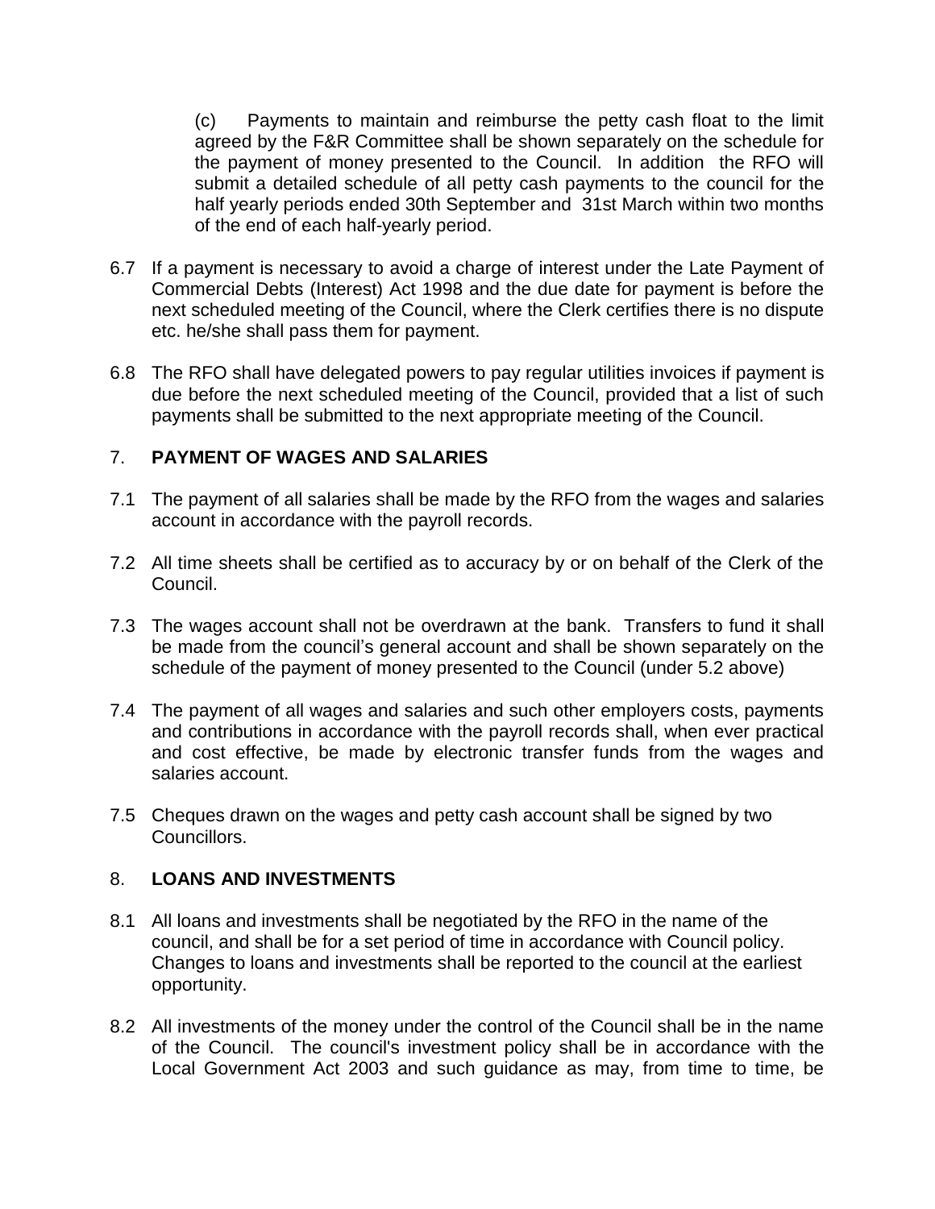(c) Payments to maintain and reimburse the petty cash float to the limit agreed by the F&R Committee shall be shown separately on the schedule for the payment of money presented to the Council. In addition the RFO will submit a detailed schedule of all petty cash payments to the council for the half yearly periods ended 30th September and 31st March within two months of the end of each half-yearly period.

6.7 If a payment is necessary to avoid a charge of interest under the Late Payment of Commercial Debts (Interest) Act 1998 and the due date for payment is before the next scheduled meeting of the Council, where the Clerk certifies there is no dispute etc. he/she shall pass them for payment.

6.8 The RFO shall have delegated powers to pay regular utilities invoices if payment is due before the next scheduled meeting of the Council, provided that a list of such payments shall be submitted to the next appropriate meeting of the Council.

## 7. PAYMENT OF WAGES AND SALARIES

7.1 The payment of all salaries shall be made by the RFO from the wages and salaries account in accordance with the payroll records.

7.2 All time sheets shall be certified as to accuracy by or on behalf of the Clerk of the Council.

7.3 The wages account shall not be overdrawn at the bank. Transfers to fund it shall be made from the council's general account and shall be shown separately on the schedule of the payment of money presented to the Council (under 5.2 above)

7.4 The payment of all wages and salaries and such other employers costs, payments and contributions in accordance with the payroll records shall, when ever practical and cost effective, be made by electronic transfer funds from the wages and salaries account.

7.5 Cheques drawn on the wages and petty cash account shall be signed by two Councillors.

## 8. LOANS AND INVESTMENTS

8.1 All loans and investments shall be negotiated by the RFO in the name of the council, and shall be for a set period of time in accordance with Council policy. Changes to loans and investments shall be reported to the council at the earliest opportunity.

8.2 All investments of the money under the control of the Council shall be in the name of the Council. The council's investment policy shall be in accordance with the Local Government Act 2003 and such guidance as may, from time to time, be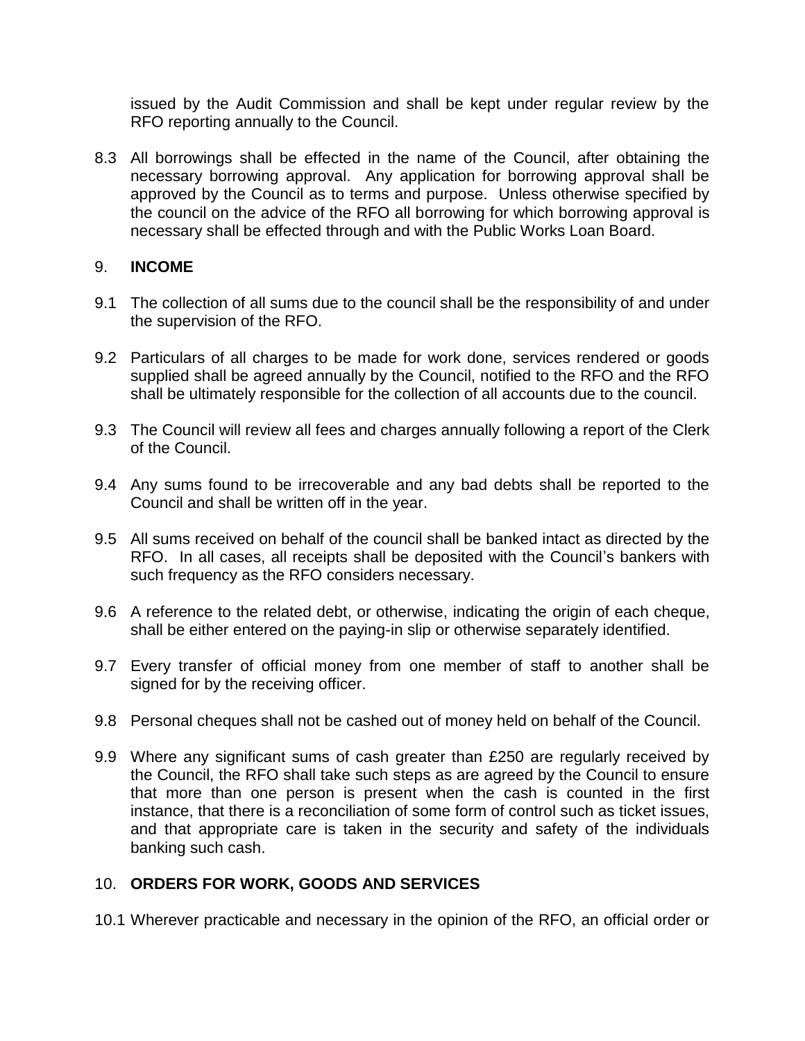issued by the Audit Commission and shall be kept under regular review by the RFO reporting annually to the Council.

8.3 All borrowings shall be effected in the name of the Council, after obtaining the necessary borrowing approval. Any application for borrowing approval shall be approved by the Council as to terms and purpose. Unless otherwise specified by the council on the advice of the RFO all borrowing for which borrowing approval is necessary shall be effected through and with the Public Works Loan Board.

## 9. INCOME

9.1 The collection of all sums due to the council shall be the responsibility of and under the supervision of the RFO.

9.2 Particulars of all charges to be made for work done, services rendered or goods supplied shall be agreed annually by the Council, notified to the RFO and the RFO shall be ultimately responsible for the collection of all accounts due to the council.

9.3 The Council will review all fees and charges annually following a report of the Clerk of the Council.

9.4 Any sums found to be irrecoverable and any bad debts shall be reported to the Council and shall be written off in the year.

9.5 All sums received on behalf of the council shall be banked intact as directed by the RFO. In all cases, all receipts shall be deposited with the Council's bankers with such frequency as the RFO considers necessary.

9.6 A reference to the related debt, or otherwise, indicating the origin of each cheque, shall be either entered on the paying-in slip or otherwise separately identified.

9.7 Every transfer of official money from one member of staff to another shall be signed for by the receiving officer.

9.8 Personal cheques shall not be cashed out of money held on behalf of the Council.

9.9 Where any significant sums of cash greater than £250 are regularly received by the Council, the RFO shall take such steps as are agreed by the Council to ensure that more than one person is present when the cash is counted in the first instance, that there is a reconciliation of some form of control such as ticket issues, and that appropriate care is taken in the security and safety of the individuals banking such cash.

## 10. ORDERS FOR WORK, GOODS AND SERVICES

10.1 Wherever practicable and necessary in the opinion of the RFO, an official order or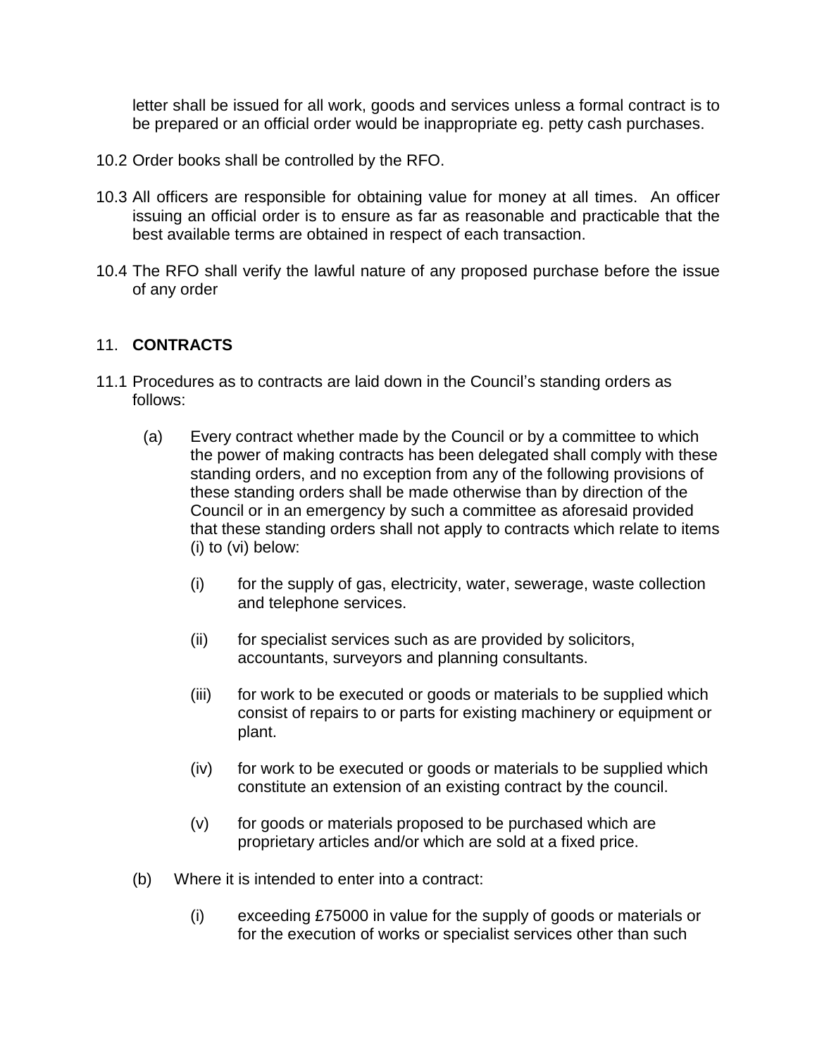letter shall be issued for all work, goods and services unless a formal contract is to be prepared or an official order would be inappropriate eg. petty cash purchases.

10.2 Order books shall be controlled by the RFO.

10.3 All officers are responsible for obtaining value for money at all times. An officer issuing an official order is to ensure as far as reasonable and practicable that the best available terms are obtained in respect of each transaction.

10.4 The RFO shall verify the lawful nature of any proposed purchase before the issue of any order

## 11. **CONTRACTS**

11.1 Procedures as to contracts are laid down in the Council's standing orders as follows:

(a) Every contract whether made by the Council or by a committee to which the power of making contracts has been delegated shall comply with these standing orders, and no exception from any of the following provisions of these standing orders shall be made otherwise than by direction of the Council or in an emergency by such a committee as aforesaid provided that these standing orders shall not apply to contracts which relate to items (i) to (vi) below:

(i) for the supply of gas, electricity, water, sewerage, waste collection and telephone services.

(ii) for specialist services such as are provided by solicitors, accountants, surveyors and planning consultants.

(iii) for work to be executed or goods or materials to be supplied which consist of repairs to or parts for existing machinery or equipment or plant.

(iv) for work to be executed or goods or materials to be supplied which constitute an extension of an existing contract by the council.

(v) for goods or materials proposed to be purchased which are proprietary articles and/or which are sold at a fixed price.

(b) Where it is intended to enter into a contract:

(i) exceeding £75000 in value for the supply of goods or materials or for the execution of works or specialist services other than such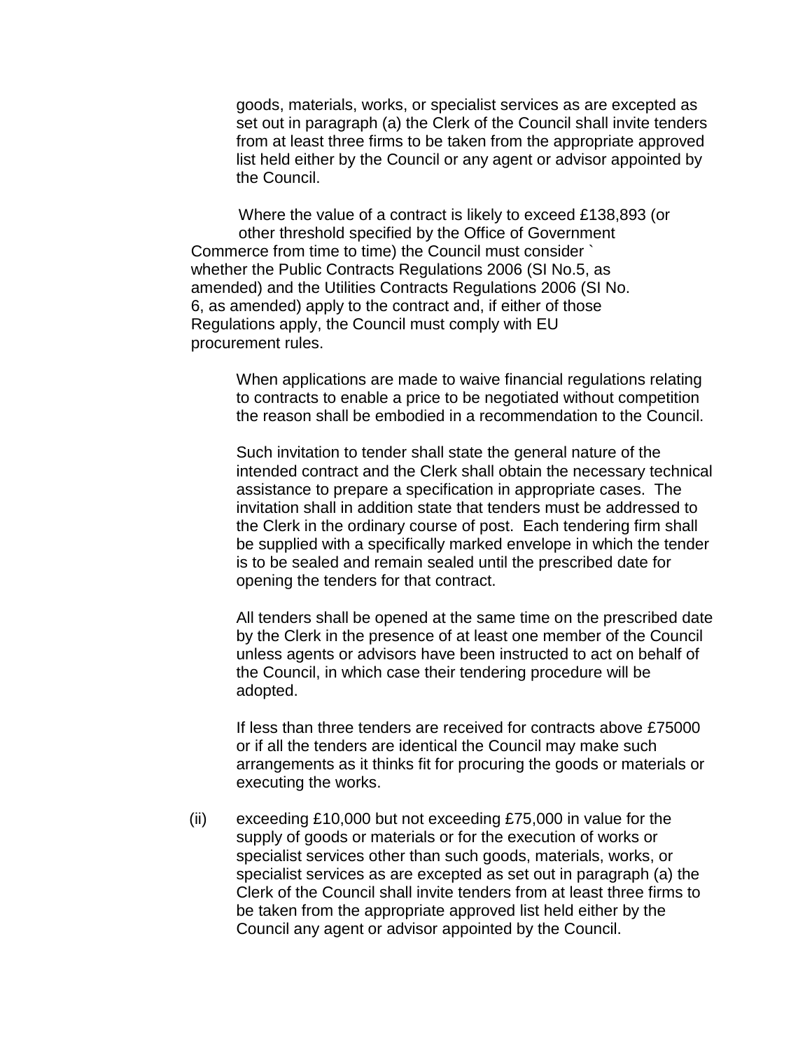goods, materials, works, or specialist services as are excepted as set out in paragraph (a) the Clerk of the Council shall invite tenders from at least three firms to be taken from the appropriate approved list held either by the Council or any agent or advisor appointed by the Council.

Where the value of a contract is likely to exceed £138,893 (or other threshold specified by the Office of Government Commerce from time to time) the Council must consider ` whether the Public Contracts Regulations 2006 (SI No.5, as amended) and the Utilities Contracts Regulations 2006 (SI No. 6, as amended) apply to the contract and, if either of those Regulations apply, the Council must comply with EU procurement rules.

When applications are made to waive financial regulations relating to contracts to enable a price to be negotiated without competition the reason shall be embodied in a recommendation to the Council.

Such invitation to tender shall state the general nature of the intended contract and the Clerk shall obtain the necessary technical assistance to prepare a specification in appropriate cases. The invitation shall in addition state that tenders must be addressed to the Clerk in the ordinary course of post. Each tendering firm shall be supplied with a specifically marked envelope in which the tender is to be sealed and remain sealed until the prescribed date for opening the tenders for that contract.

All tenders shall be opened at the same time on the prescribed date by the Clerk in the presence of at least one member of the Council unless agents or advisors have been instructed to act on behalf of the Council, in which case their tendering procedure will be adopted.

If less than three tenders are received for contracts above £75000 or if all the tenders are identical the Council may make such arrangements as it thinks fit for procuring the goods or materials or executing the works.

(ii) exceeding £10,000 but not exceeding £75,000 in value for the supply of goods or materials or for the execution of works or specialist services other than such goods, materials, works, or specialist services as are excepted as set out in paragraph (a) the Clerk of the Council shall invite tenders from at least three firms to be taken from the appropriate approved list held either by the Council any agent or advisor appointed by the Council.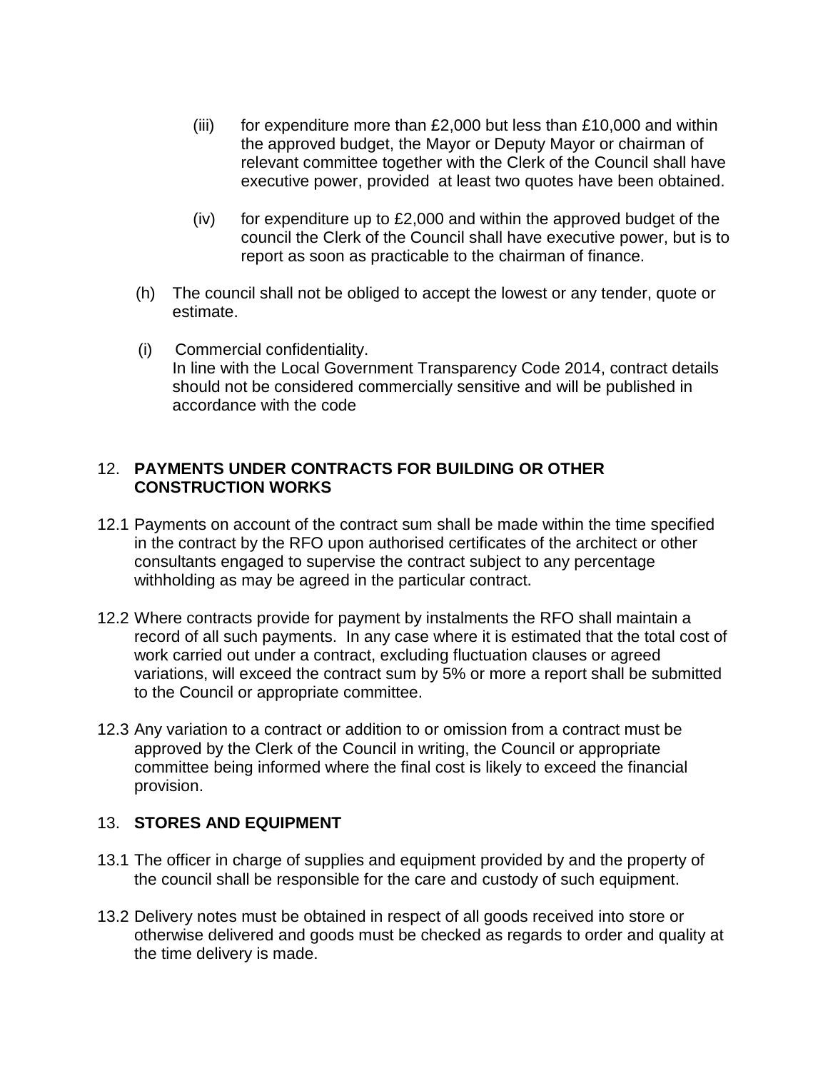(iii) for expenditure more than £2,000 but less than £10,000 and within the approved budget, the Mayor or Deputy Mayor or chairman of relevant committee together with the Clerk of the Council shall have executive power, provided at least two quotes have been obtained.

(iv) for expenditure up to £2,000 and within the approved budget of the council the Clerk of the Council shall have executive power, but is to report as soon as practicable to the chairman of finance.

(h) The council shall not be obliged to accept the lowest or any tender, quote or estimate.

(i) Commercial confidentiality.
In line with the Local Government Transparency Code 2014, contract details should not be considered commercially sensitive and will be published in accordance with the code

## 12. **PAYMENTS UNDER CONTRACTS FOR BUILDING OR OTHER CONSTRUCTION WORKS**

12.1 Payments on account of the contract sum shall be made within the time specified in the contract by the RFO upon authorised certificates of the architect or other consultants engaged to supervise the contract subject to any percentage withholding as may be agreed in the particular contract.

12.2 Where contracts provide for payment by instalments the RFO shall maintain a record of all such payments. In any case where it is estimated that the total cost of work carried out under a contract, excluding fluctuation clauses or agreed variations, will exceed the contract sum by 5% or more a report shall be submitted to the Council or appropriate committee.

12.3 Any variation to a contract or addition to or omission from a contract must be approved by the Clerk of the Council in writing, the Council or appropriate committee being informed where the final cost is likely to exceed the financial provision.

## 13. **STORES AND EQUIPMENT**

13.1 The officer in charge of supplies and equipment provided by and the property of the council shall be responsible for the care and custody of such equipment.

13.2 Delivery notes must be obtained in respect of all goods received into store or otherwise delivered and goods must be checked as regards to order and quality at the time delivery is made.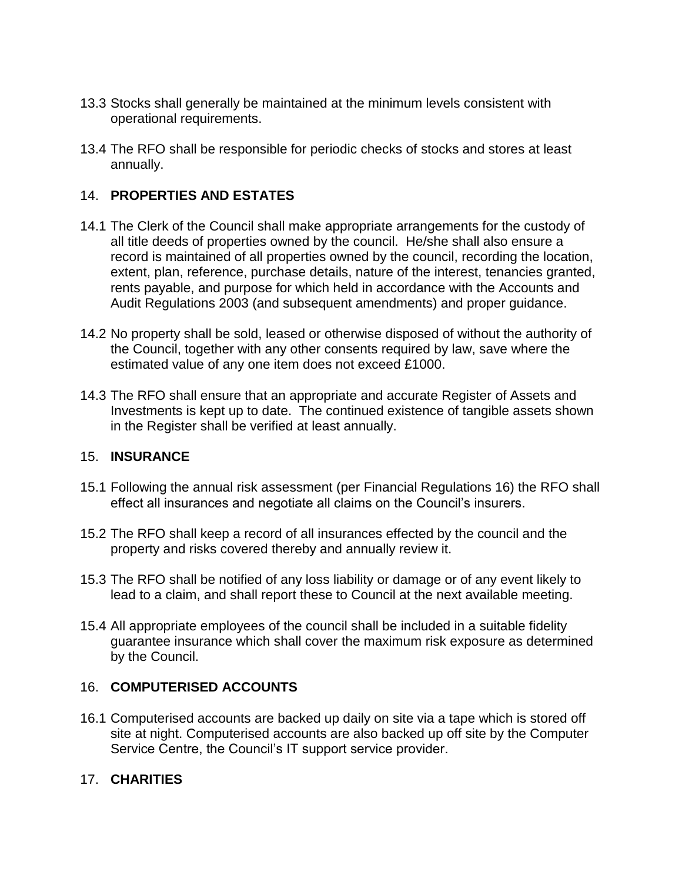13.3 Stocks shall generally be maintained at the minimum levels consistent with operational requirements.

13.4 The RFO shall be responsible for periodic checks of stocks and stores at least annually.

## 14. PROPERTIES AND ESTATES

14.1 The Clerk of the Council shall make appropriate arrangements for the custody of all title deeds of properties owned by the council. He/she shall also ensure a record is maintained of all properties owned by the council, recording the location, extent, plan, reference, purchase details, nature of the interest, tenancies granted, rents payable, and purpose for which held in accordance with the Accounts and Audit Regulations 2003 (and subsequent amendments) and proper guidance.

14.2 No property shall be sold, leased or otherwise disposed of without the authority of the Council, together with any other consents required by law, save where the estimated value of any one item does not exceed £1000.

14.3 The RFO shall ensure that an appropriate and accurate Register of Assets and Investments is kept up to date. The continued existence of tangible assets shown in the Register shall be verified at least annually.

## 15. INSURANCE

15.1 Following the annual risk assessment (per Financial Regulations 16) the RFO shall effect all insurances and negotiate all claims on the Council's insurers.

15.2 The RFO shall keep a record of all insurances effected by the council and the property and risks covered thereby and annually review it.

15.3 The RFO shall be notified of any loss liability or damage or of any event likely to lead to a claim, and shall report these to Council at the next available meeting.

15.4 All appropriate employees of the council shall be included in a suitable fidelity guarantee insurance which shall cover the maximum risk exposure as determined by the Council.

## 16. COMPUTERISED ACCOUNTS

16.1 Computerised accounts are backed up daily on site via a tape which is stored off site at night. Computerised accounts are also backed up off site by the Computer Service Centre, the Council's IT support service provider.

## 17. CHARITIES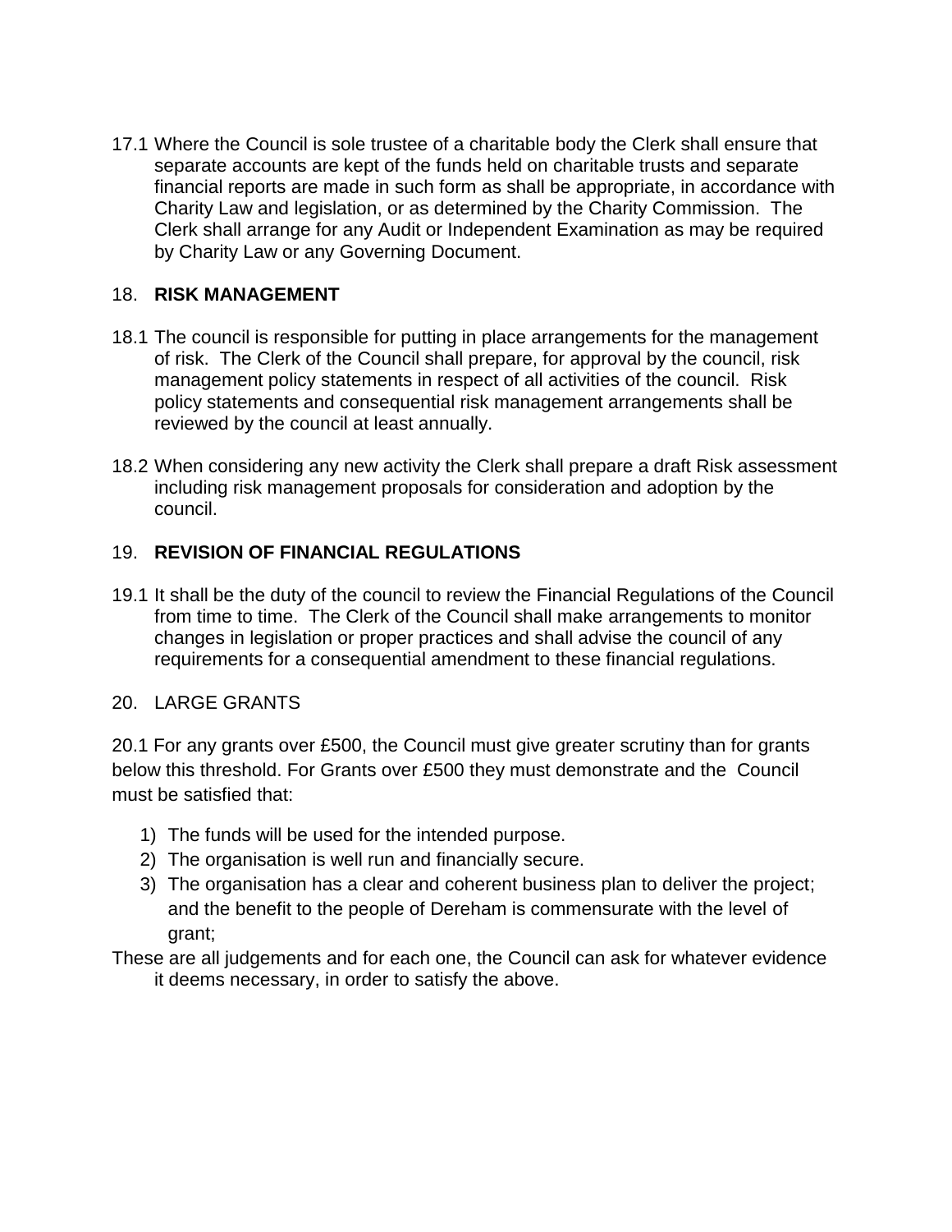17.1 Where the Council is sole trustee of a charitable body the Clerk shall ensure that separate accounts are kept of the funds held on charitable trusts and separate financial reports are made in such form as shall be appropriate, in accordance with Charity Law and legislation, or as determined by the Charity Commission. The Clerk shall arrange for any Audit or Independent Examination as may be required by Charity Law or any Governing Document.

## 18. **RISK MANAGEMENT**

18.1 The council is responsible for putting in place arrangements for the management of risk. The Clerk of the Council shall prepare, for approval by the council, risk management policy statements in respect of all activities of the council. Risk policy statements and consequential risk management arrangements shall be reviewed by the council at least annually.

18.2 When considering any new activity the Clerk shall prepare a draft Risk assessment including risk management proposals for consideration and adoption by the council.

## 19. **REVISION OF FINANCIAL REGULATIONS**

19.1 It shall be the duty of the council to review the Financial Regulations of the Council from time to time. The Clerk of the Council shall make arrangements to monitor changes in legislation or proper practices and shall advise the council of any requirements for a consequential amendment to these financial regulations.

## 20. LARGE GRANTS

20.1 For any grants over £500, the Council must give greater scrutiny than for grants below this threshold. For Grants over £500 they must demonstrate and the Council must be satisfied that:

1) The funds will be used for the intended purpose.
2) The organisation is well run and financially secure.
3) The organisation has a clear and coherent business plan to deliver the project; and the benefit to the people of Dereham is commensurate with the level of grant;

These are all judgements and for each one, the Council can ask for whatever evidence it deems necessary, in order to satisfy the above.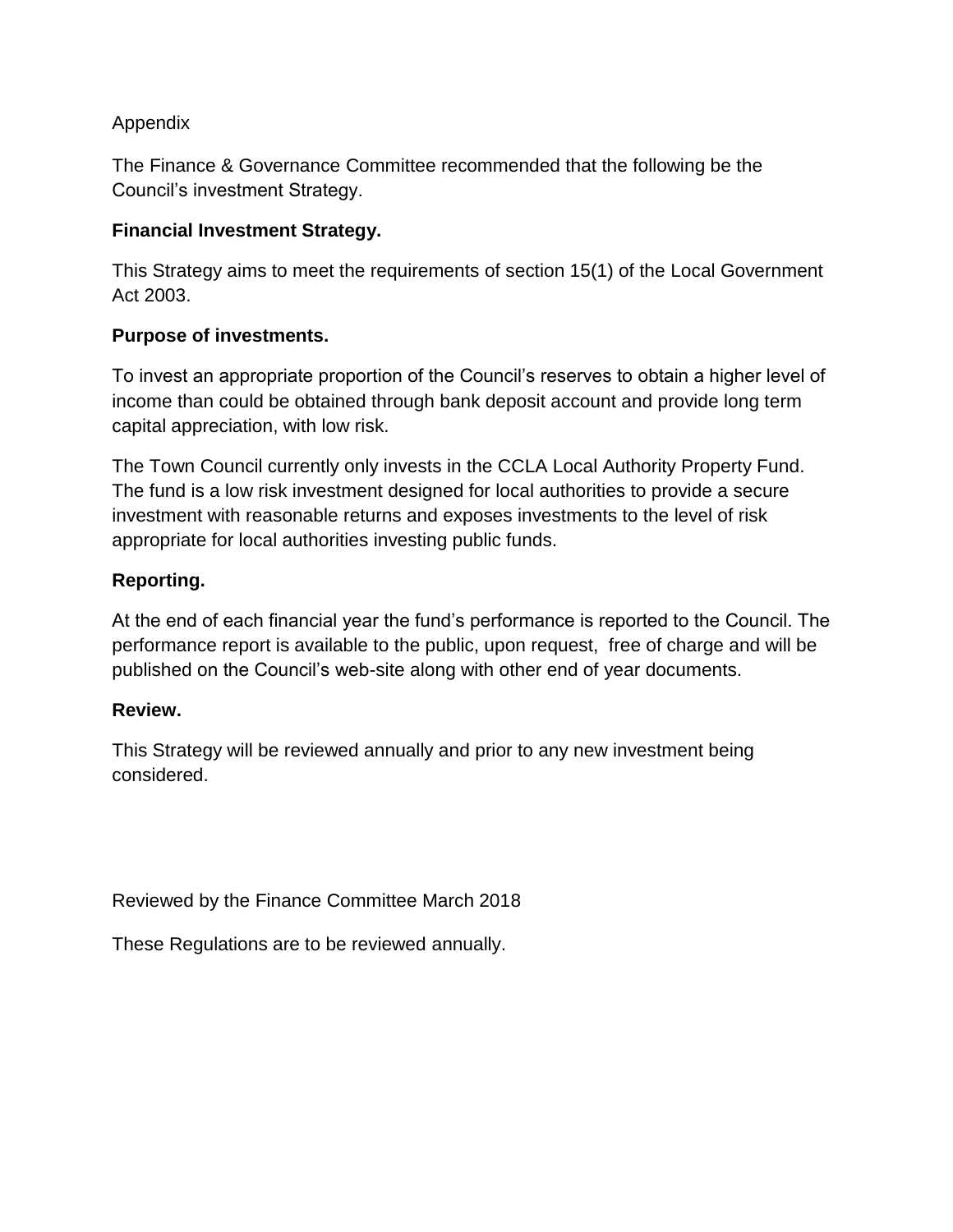Appendix

The Finance & Governance Committee recommended that the following be the Council's investment Strategy.

**Financial Investment Strategy.**

This Strategy aims to meet the requirements of section 15(1) of the Local Government Act 2003.

**Purpose of investments.**

To invest an appropriate proportion of the Council's reserves to obtain a higher level of income than could be obtained through bank deposit account and provide long term capital appreciation, with low risk.

The Town Council currently only invests in the CCLA Local Authority Property Fund. The fund is a low risk investment designed for local authorities to provide a secure investment with reasonable returns and exposes investments to the level of risk appropriate for local authorities investing public funds.

**Reporting.**

At the end of each financial year the fund's performance is reported to the Council. The performance report is available to the public, upon request, free of charge and will be published on the Council's web-site along with other end of year documents.

**Review.**

This Strategy will be reviewed annually and prior to any new investment being considered.

Reviewed by the Finance Committee March 2018

These Regulations are to be reviewed annually.